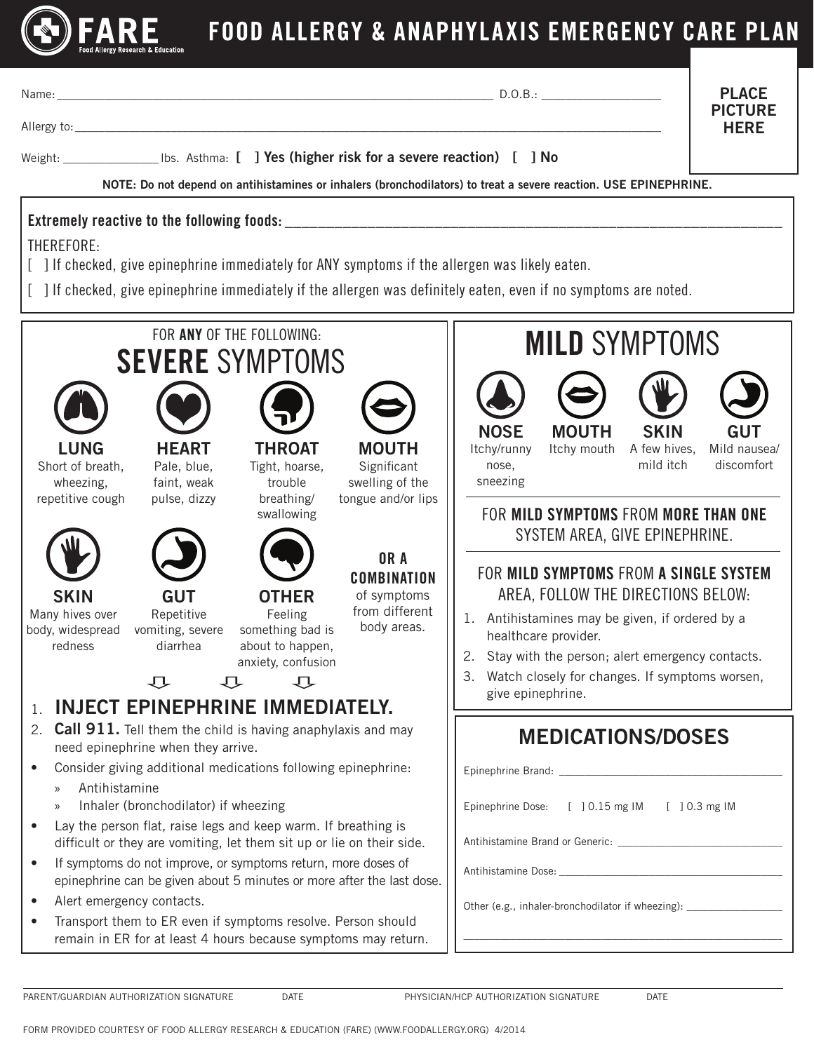# FARE
Food Allergy Research & Education

# FOOD ALLERGY & ANAPHYLAXIS EMERGENCY CARE PLAN

Name: ______________________________________ D.O.B.: ____________________

Allergy to: ______________________________________________

Weight: ______________ lbs. Asthma: **[ ] Yes (higher risk for a severe reaction) [ ] No**

**PLACE PICTURE HERE**

**NOTE: Do not depend on antihistamines or inhalers (bronchodilators) to treat a severe reaction. USE EPINEPHRINE.**

**Extremely reactive to the following foods:** ______________________________________________

THEREFORE:

[ ] If checked, give epinephrine immediately for ANY symptoms if the allergen was likely eaten.

[ ] If checked, give epinephrine immediately if the allergen was definitely eaten, even if no symptoms are noted.

FOR **ANY** OF THE FOLLOWING:

## SEVERE SYMPTOMS

**LUNG**
Short of breath, wheezing, repetitive cough

**HEART**
Pale, blue, faint, weak pulse, dizzy

**THROAT**
Tight, hoarse, trouble breathing/swallowing

**MOUTH**
Significant swelling of the tongue and/or lips

**SKIN**
Many hives over body, widespread redness

**GUT**
Repetitive vomiting, severe diarrhea

**OTHER**
Feeling something bad is about to happen, anxiety, confusion

**OR A COMBINATION** of symptoms from different body areas.

1. **INJECT EPINEPHRINE IMMEDIATELY.**
2. **Call 911.** Tell them the child is having anaphylaxis and may need epinephrine when they arrive.

- Consider giving additional medications following epinephrine:
  - Antihistamine
  - Inhaler (bronchodilator) if wheezing
- Lay the person flat, raise legs and keep warm. If breathing is difficult or they are vomiting, let them sit up or lie on their side.
- If symptoms do not improve, or symptoms return, more doses of epinephrine can be given about 5 minutes or more after the last dose.
- Alert emergency contacts.
- Transport them to ER even if symptoms resolve. Person should remain in ER for at least 4 hours because symptoms may return.

## MILD SYMPTOMS

**NOSE**
Itchy/runny nose, sneezing

**MOUTH**
Itchy mouth

**SKIN**
A few hives, mild itch

**GUT**
Mild nausea/discomfort

FOR **MILD SYMPTOMS** FROM **MORE THAN ONE** SYSTEM AREA, GIVE EPINEPHRINE.

FOR **MILD SYMPTOMS** FROM **A SINGLE SYSTEM** AREA, FOLLOW THE DIRECTIONS BELOW:

1. Antihistamines may be given, if ordered by a healthcare provider.
2. Stay with the person; alert emergency contacts.
3. Watch closely for changes. If symptoms worsen, give epinephrine.

## MEDICATIONS/DOSES

Epinephrine Brand: ______________________________

Epinephrine Dose: [ ] 0.15 mg IM [ ] 0.3 mg IM

Antihistamine Brand or Generic: ______________________________

Antihistamine Dose: ______________________________

Other (e.g., inhaler-bronchodilator if wheezing): ______________________________

______________________________________________

PARENT/GUARDIAN AUTHORIZATION SIGNATURE DATE PHYSICIAN/HCP AUTHORIZATION SIGNATURE DATE

FORM PROVIDED COURTESY OF FOOD ALLERGY RESEARCH & EDUCATION (FARE) (WWW.FOODALLERGY.ORG) 4/2014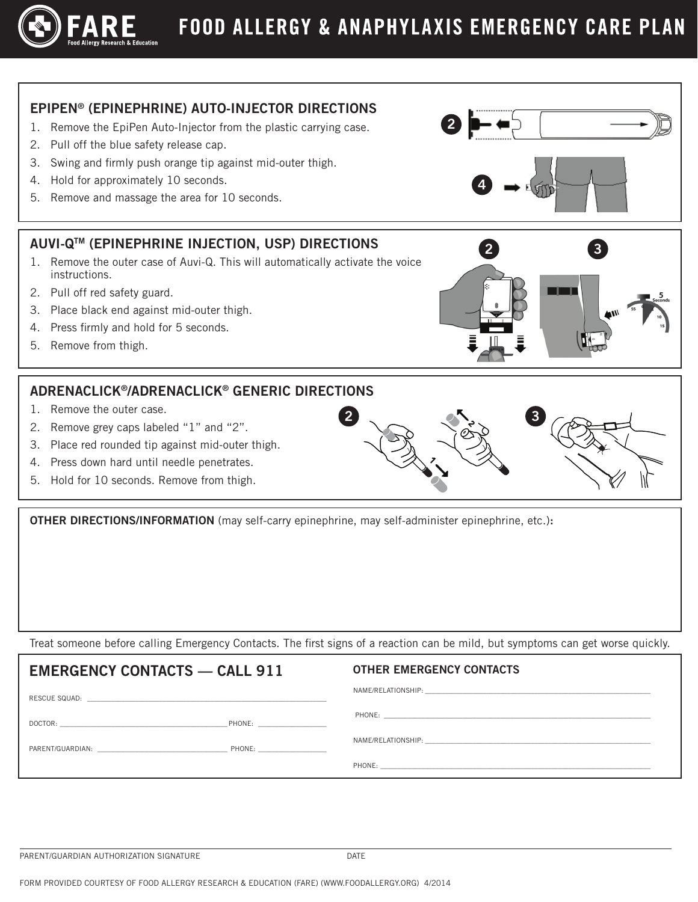# FOOD ALLERGY & ANAPHYLAXIS EMERGENCY CARE PLAN

## EPIPEN® (EPINEPHRINE) AUTO-INJECTOR DIRECTIONS

1. Remove the EpiPen Auto-Injector from the plastic carrying case.
2. Pull off the blue safety release cap.
3. Swing and firmly push orange tip against mid-outer thigh.
4. Hold for approximately 10 seconds.
5. Remove and massage the area for 10 seconds.

## AUVI-Q™ (EPINEPHRINE INJECTION, USP) DIRECTIONS

1. Remove the outer case of Auvi-Q. This will automatically activate the voice instructions.
2. Pull off red safety guard.
3. Place black end against mid-outer thigh.
4. Press firmly and hold for 5 seconds.
5. Remove from thigh.

## ADRENACLICK®/ADRENACLICK® GENERIC DIRECTIONS

1. Remove the outer case.
2. Remove grey caps labeled "1" and "2".
3. Place red rounded tip against mid-outer thigh.
4. Press down hard until needle penetrates.
5. Hold for 10 seconds. Remove from thigh.

**OTHER DIRECTIONS/INFORMATION** (may self-carry epinephrine, may self-administer epinephrine, etc.):

Treat someone before calling Emergency Contacts. The first signs of a reaction can be mild, but symptoms can get worse quickly.

## EMERGENCY CONTACTS — CALL 911

RESCUE SQUAD: ____________________

DOCTOR: ____________________ PHONE: ____________________

PARENT/GUARDIAN: ____________________ PHONE: ____________________

## OTHER EMERGENCY CONTACTS

NAME/RELATIONSHIP: ____________________

PHONE: ____________________

NAME/RELATIONSHIP: ____________________

PHONE: ____________________

PARENT/GUARDIAN AUTHORIZATION SIGNATURE ____________________ DATE ____________________

FORM PROVIDED COURTESY OF FOOD ALLERGY RESEARCH & EDUCATION (FARE) (WWW.FOODALLERGY.ORG) 4/2014